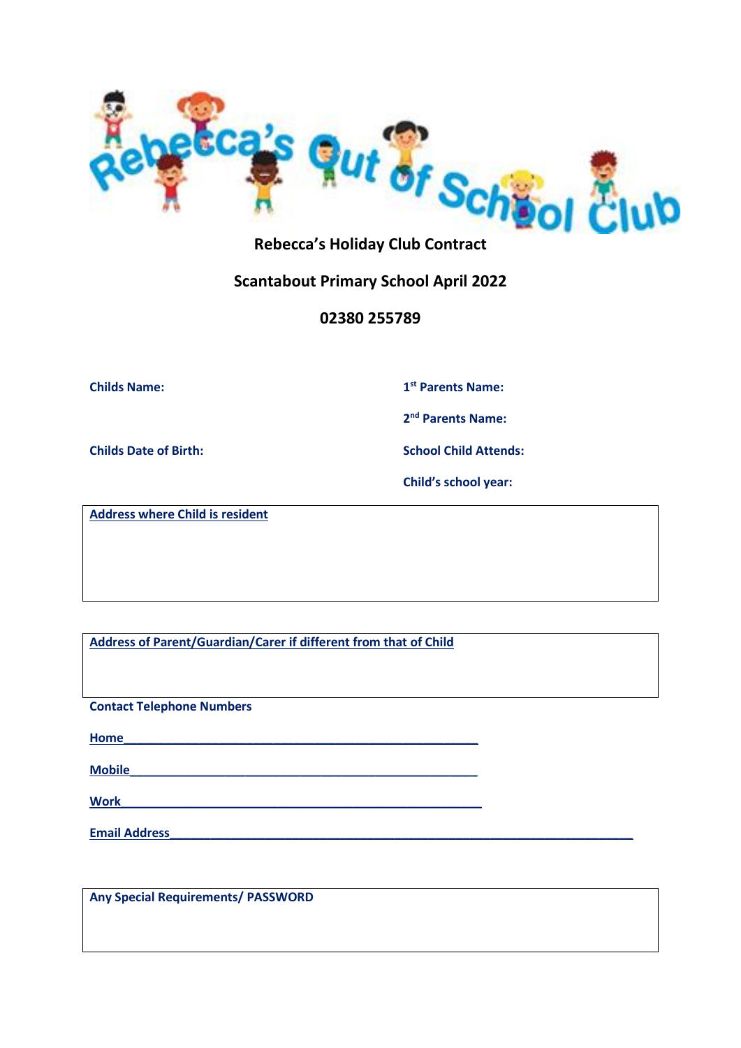# Rebecca's Out of School Club

## Rebecca's Holiday Club Contract

## Scantabout Primary School April 2022

## 02380 255789

**Childs Name:**

**1st Parents Name:**

**2nd Parents Name:**

**Childs Date of Birth:**

**School Child Attends:**

**Child's school year:**

**Address where Child is resident**

**Address of Parent/Guardian/Carer if different from that of Child**

**Contact Telephone Numbers**

**Home**_______________________________________________________

**Mobile**______________________________________________________

**Work**_______________________________________________________

**Email Address**_________________________________________________________________________

**Any Special Requirements/ PASSWORD**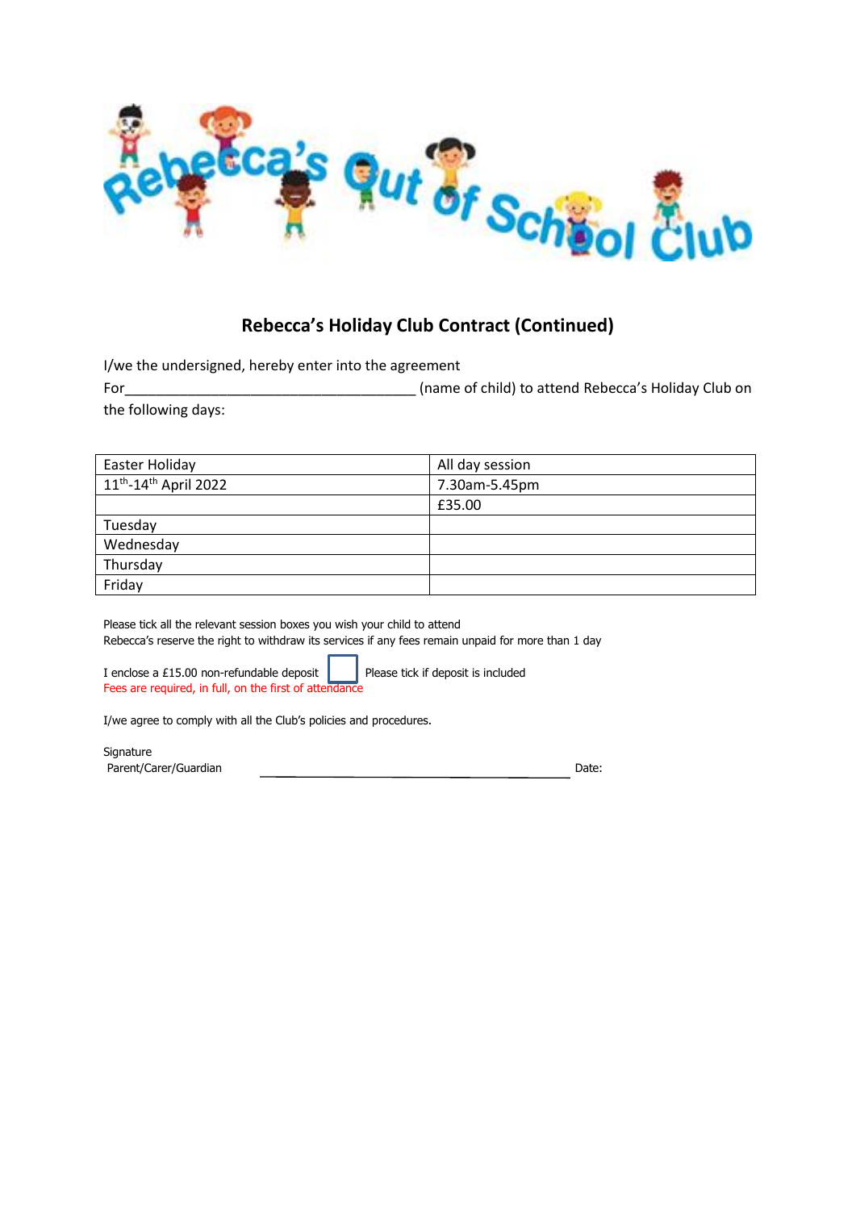# Rebecca's Out of School Club

## Rebecca's Holiday Club Contract (Continued)

I/we the undersigned, hereby enter into the agreement

For_______________________________________ (name of child) to attend Rebecca's Holiday Club on the following days:

| Easter Holiday | All day session |
|---|---|
| 11th-14th April 2022 | 7.30am-5.45pm |
| | £35.00 |
| Tuesday | |
| Wednesday | |
| Thursday | |
| Friday | |

Please tick all the relevant session boxes you wish your child to attend
Rebecca's reserve the right to withdraw its services if any fees remain unpaid for more than 1 day

I enclose a £15.00 non-refundable deposit ☐ Please tick if deposit is included
Fees are required, in full, on the first of attendance

I/we agree to comply with all the Club's policies and procedures.

Signature
Parent/Carer/Guardian ________________________________________ Date: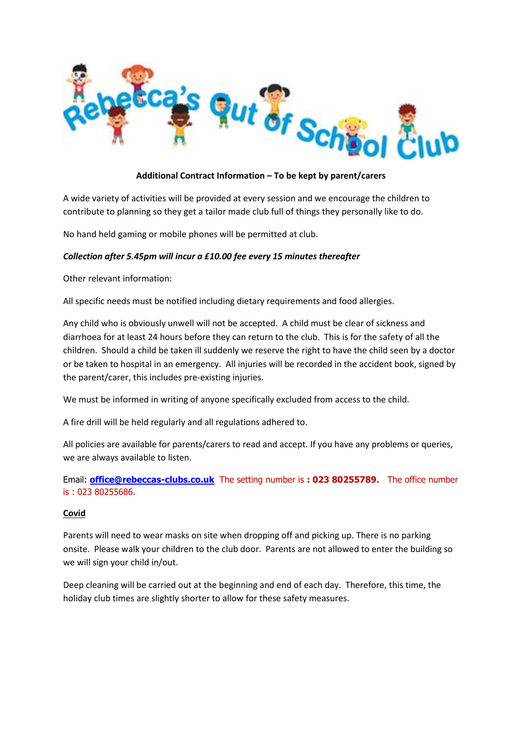# Rebecca's Out of School Club

**Additional Contract Information – To be kept by parent/carers**

A wide variety of activities will be provided at every session and we encourage the children to contribute to planning so they get a tailor made club full of things they personally like to do.

No hand held gaming or mobile phones will be permitted at club.

***Collection after 5.45pm will incur a £10.00 fee every 15 minutes thereafter***

Other relevant information:

All specific needs must be notified including dietary requirements and food allergies.

Any child who is obviously unwell will not be accepted. A child must be clear of sickness and diarrhoea for at least 24 hours before they can return to the club. This is for the safety of all the children. Should a child be taken ill suddenly we reserve the right to have the child seen by a doctor or be taken to hospital in an emergency. All injuries will be recorded in the accident book, signed by the parent/carer, this includes pre-existing injuries.

We must be informed in writing of anyone specifically excluded from access to the child.

A fire drill will be held regularly and all regulations adhered to.

All policies are available for parents/carers to read and accept. If you have any problems or queries, we are always available to listen.

Email: **office@rebeccas-clubs.co.uk** The setting number is **: 023 80255789.** The office number is : 023 80255686.

**Covid**

Parents will need to wear masks on site when dropping off and picking up. There is no parking onsite. Please walk your children to the club door. Parents are not allowed to enter the building so we will sign your child in/out.

Deep cleaning will be carried out at the beginning and end of each day. Therefore, this time, the holiday club times are slightly shorter to allow for these safety measures.